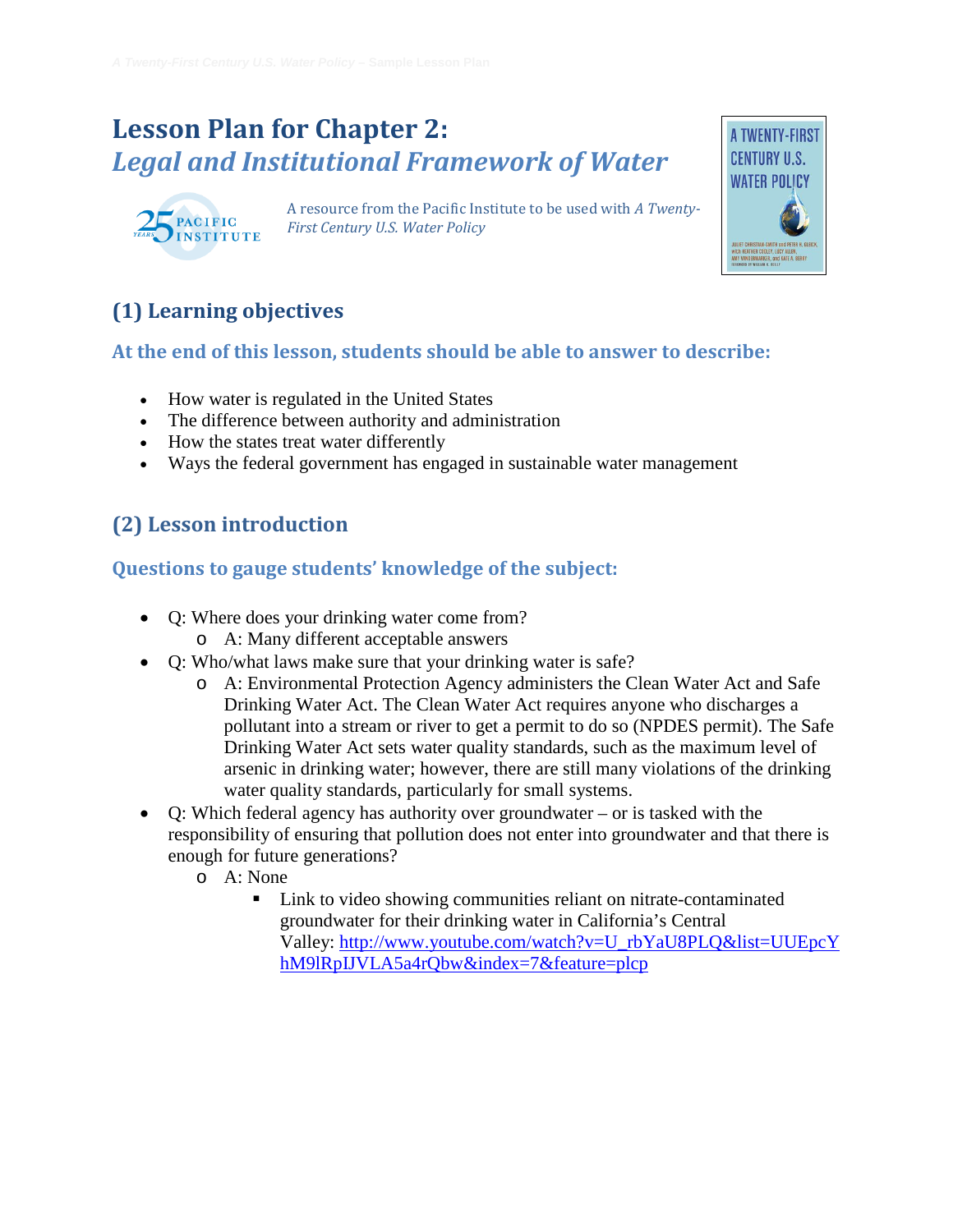# Lesson Plan for Chapter 2:
## *Legal and Institutional Framework of Water*

A resource from the Pacific Institute to be used with *A Twenty-First Century U.S. Water Policy*

## (1) Learning objectives

### At the end of this lesson, students should be able to answer to describe:

- How water is regulated in the United States
- The difference between authority and administration
- How the states treat water differently
- Ways the federal government has engaged in sustainable water management

## (2) Lesson introduction

### Questions to gauge students' knowledge of the subject:

- Q: Where does your drinking water come from?
  - A: Many different acceptable answers
- Q: Who/what laws make sure that your drinking water is safe?
  - A: Environmental Protection Agency administers the Clean Water Act and Safe Drinking Water Act. The Clean Water Act requires anyone who discharges a pollutant into a stream or river to get a permit to do so (NPDES permit). The Safe Drinking Water Act sets water quality standards, such as the maximum level of arsenic in drinking water; however, there are still many violations of the drinking water quality standards, particularly for small systems.
- Q: Which federal agency has authority over groundwater – or is tasked with the responsibility of ensuring that pollution does not enter into groundwater and that there is enough for future generations?
  - A: None
    - Link to video showing communities reliant on nitrate-contaminated groundwater for their drinking water in California's Central Valley: http://www.youtube.com/watch?v=U_rbYaU8PLQ&list=UUEpcYhM9lRpIJVLA5a4rQbw&index=7&feature=plcp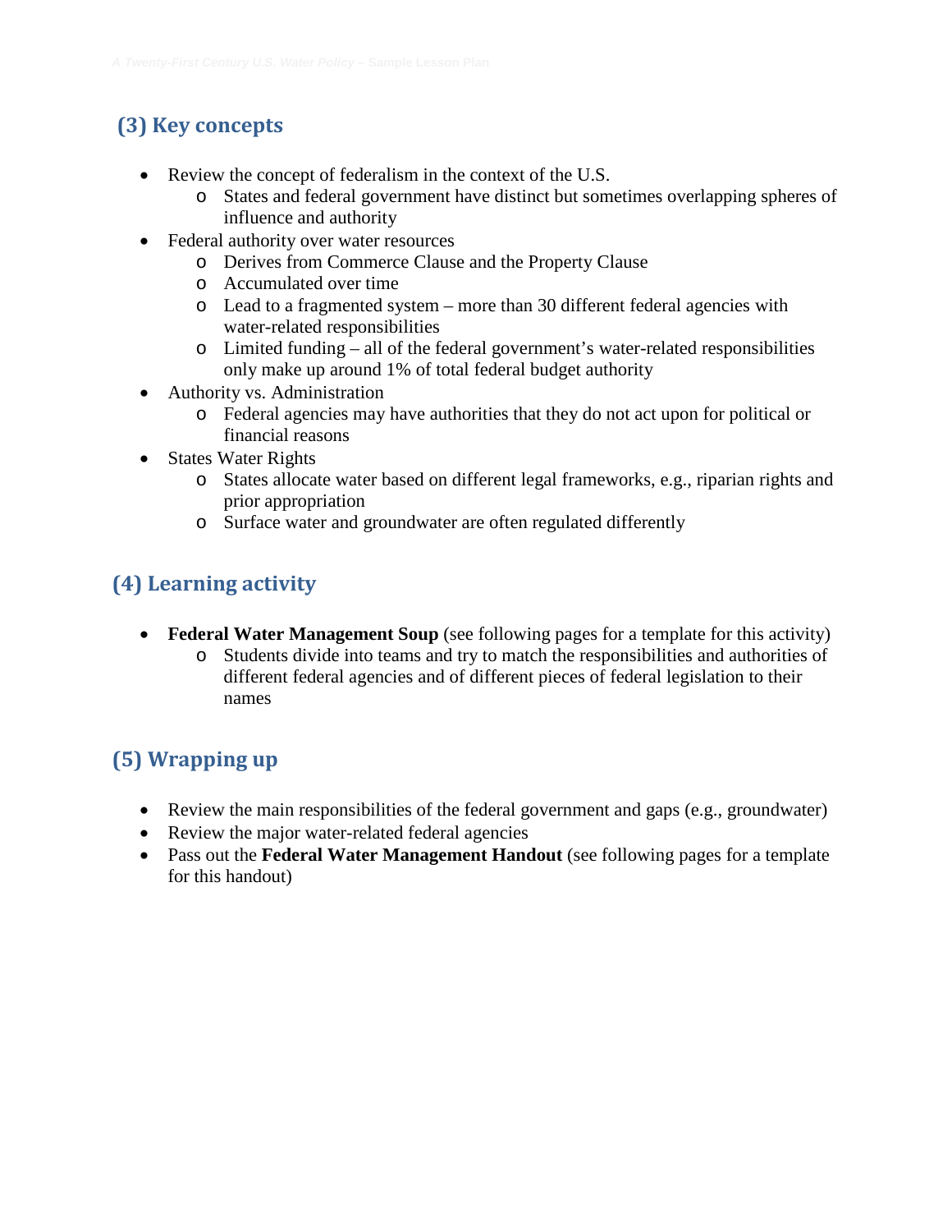## (3) Key concepts

- Review the concept of federalism in the context of the U.S.
  - States and federal government have distinct but sometimes overlapping spheres of influence and authority
- Federal authority over water resources
  - Derives from Commerce Clause and the Property Clause
  - Accumulated over time
  - Lead to a fragmented system – more than 30 different federal agencies with water-related responsibilities
  - Limited funding – all of the federal government's water-related responsibilities only make up around 1% of total federal budget authority
- Authority vs. Administration
  - Federal agencies may have authorities that they do not act upon for political or financial reasons
- States Water Rights
  - States allocate water based on different legal frameworks, e.g., riparian rights and prior appropriation
  - Surface water and groundwater are often regulated differently

## (4) Learning activity

- **Federal Water Management Soup** (see following pages for a template for this activity)
  - Students divide into teams and try to match the responsibilities and authorities of different federal agencies and of different pieces of federal legislation to their names

## (5) Wrapping up

- Review the main responsibilities of the federal government and gaps (e.g., groundwater)
- Review the major water-related federal agencies
- Pass out the **Federal Water Management Handout** (see following pages for a template for this handout)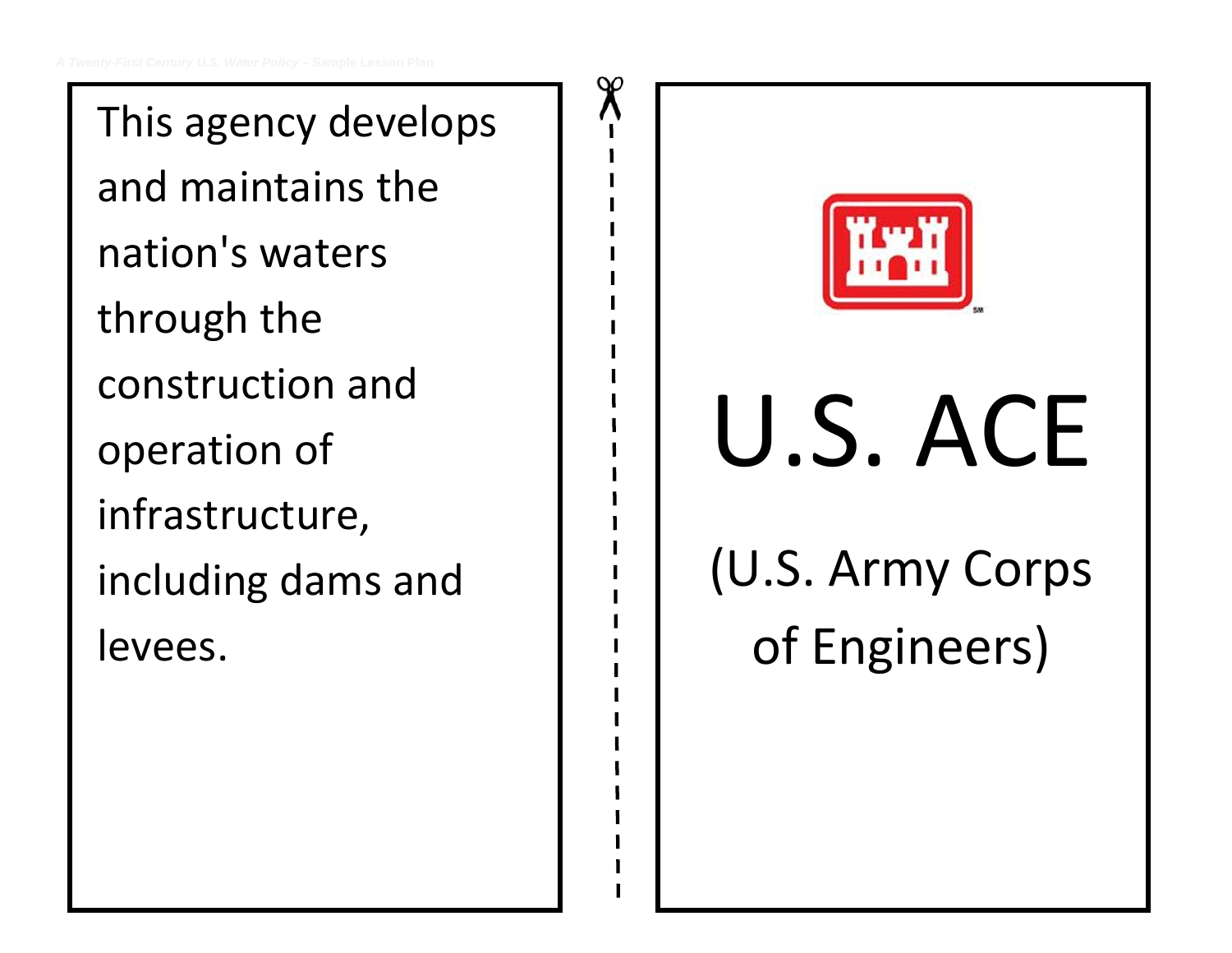This agency develops and maintains the nation's waters through the construction and operation of infrastructure, including dams and levees.

U.S. ACE

(U.S. Army Corps of Engineers)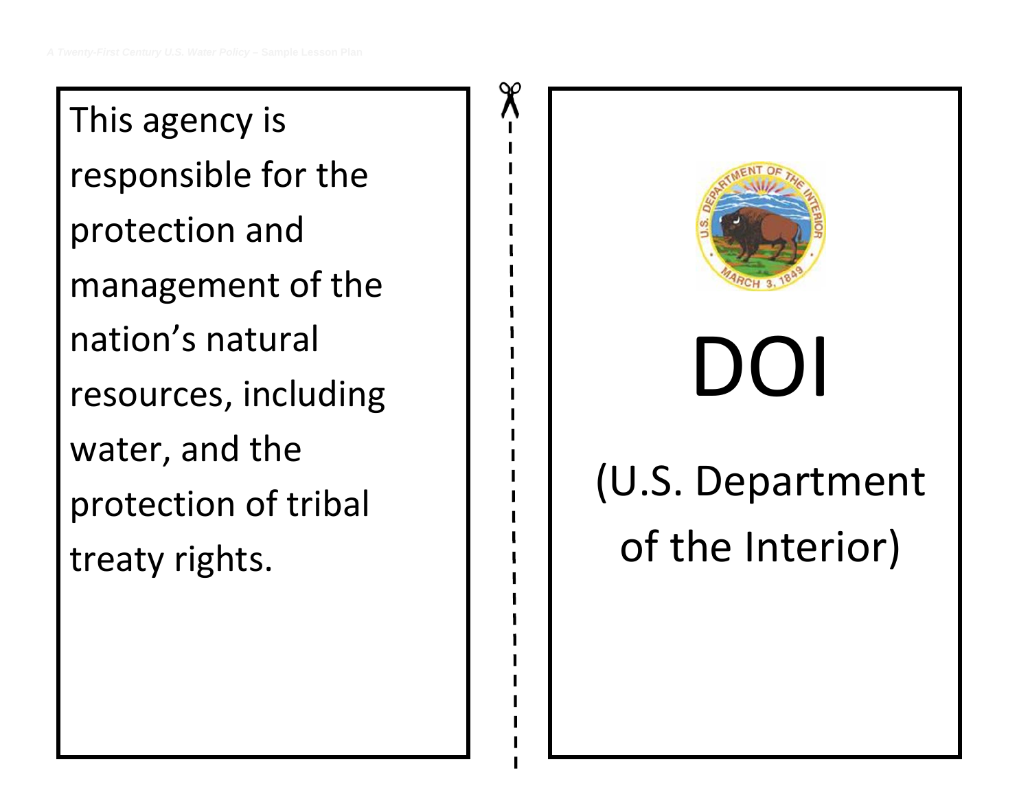This agency is responsible for the protection and management of the nation's natural resources, including water, and the protection of tribal treaty rights.

DOI

(U.S. Department of the Interior)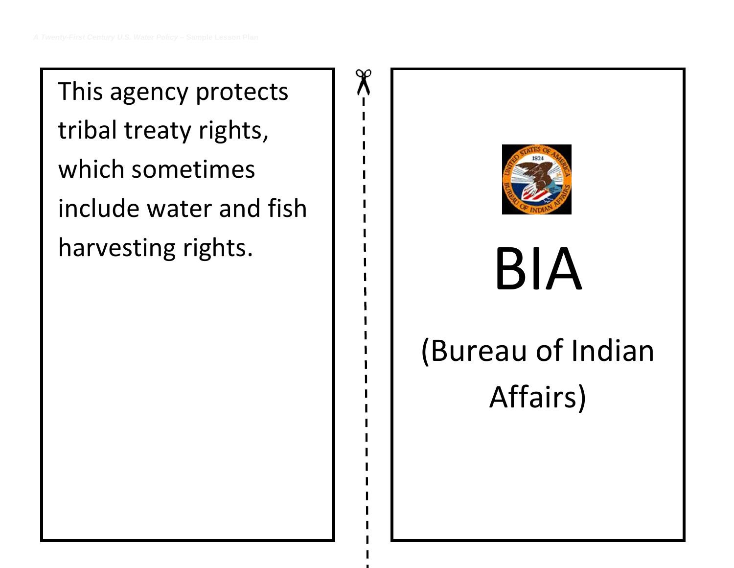This agency protects tribal treaty rights, which sometimes include water and fish harvesting rights.

BIA

(Bureau of Indian Affairs)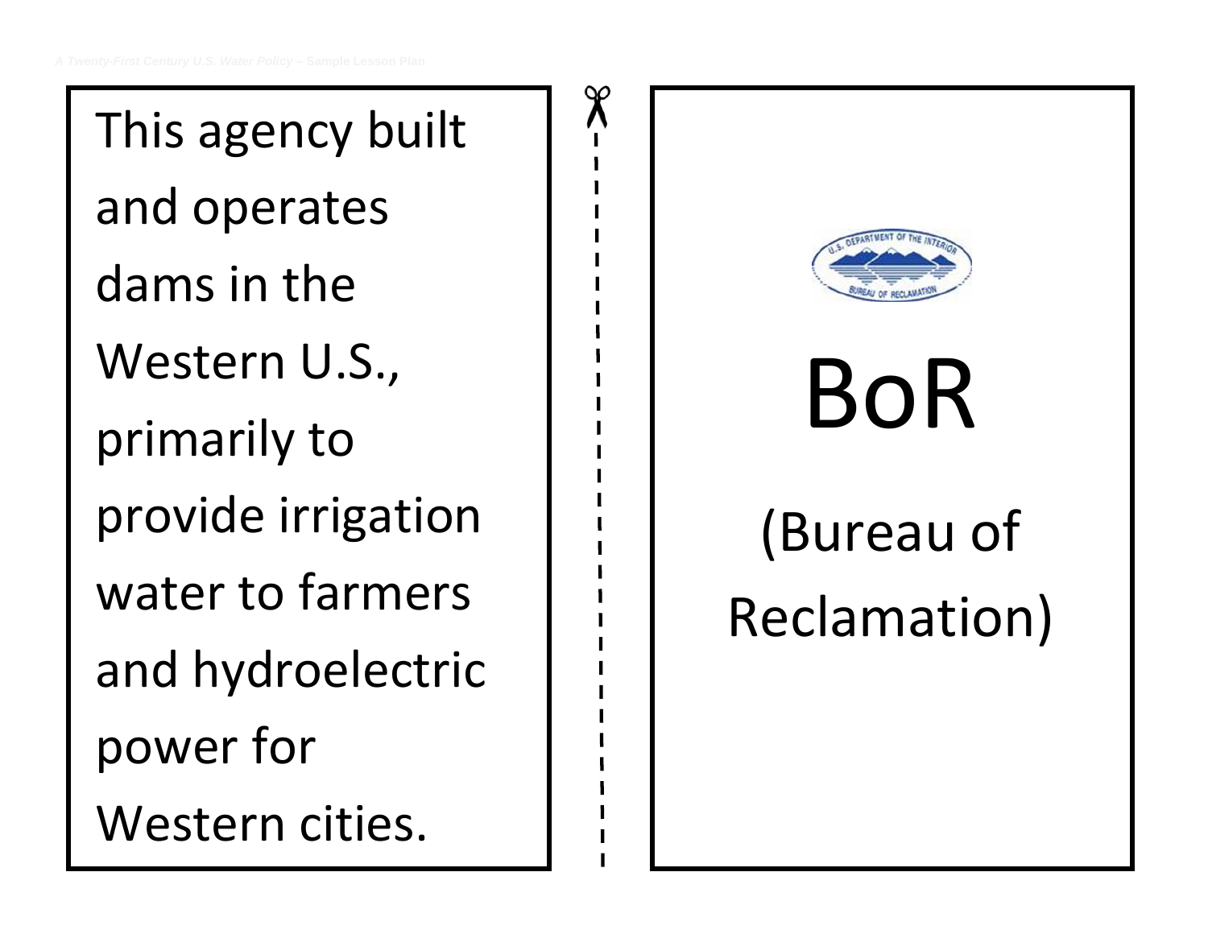This agency built and operates dams in the Western U.S., primarily to provide irrigation water to farmers and hydroelectric power for Western cities.

BoR

(Bureau of Reclamation)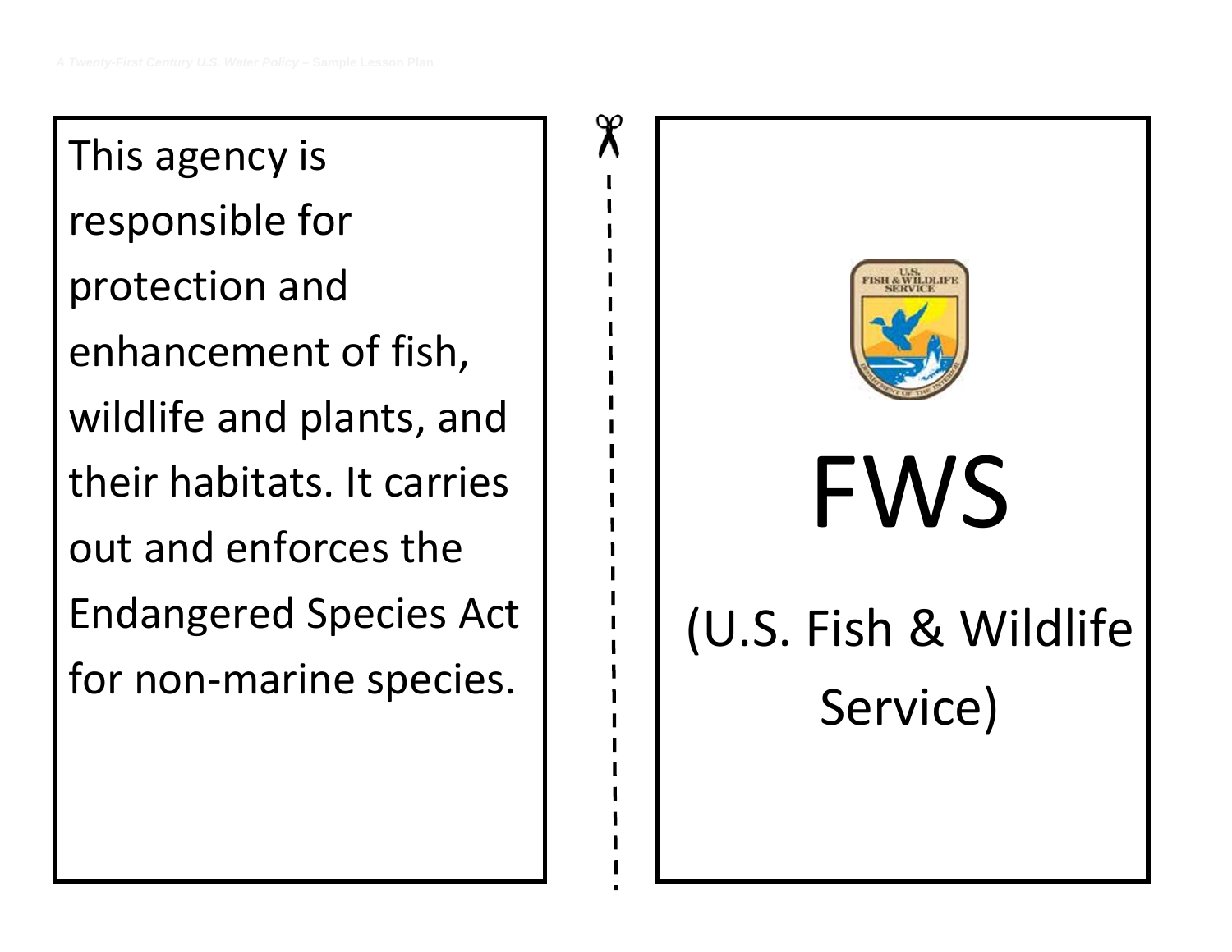This agency is responsible for protection and enhancement of fish, wildlife and plants, and their habitats. It carries out and enforces the Endangered Species Act for non-marine species.

FWS

(U.S. Fish & Wildlife Service)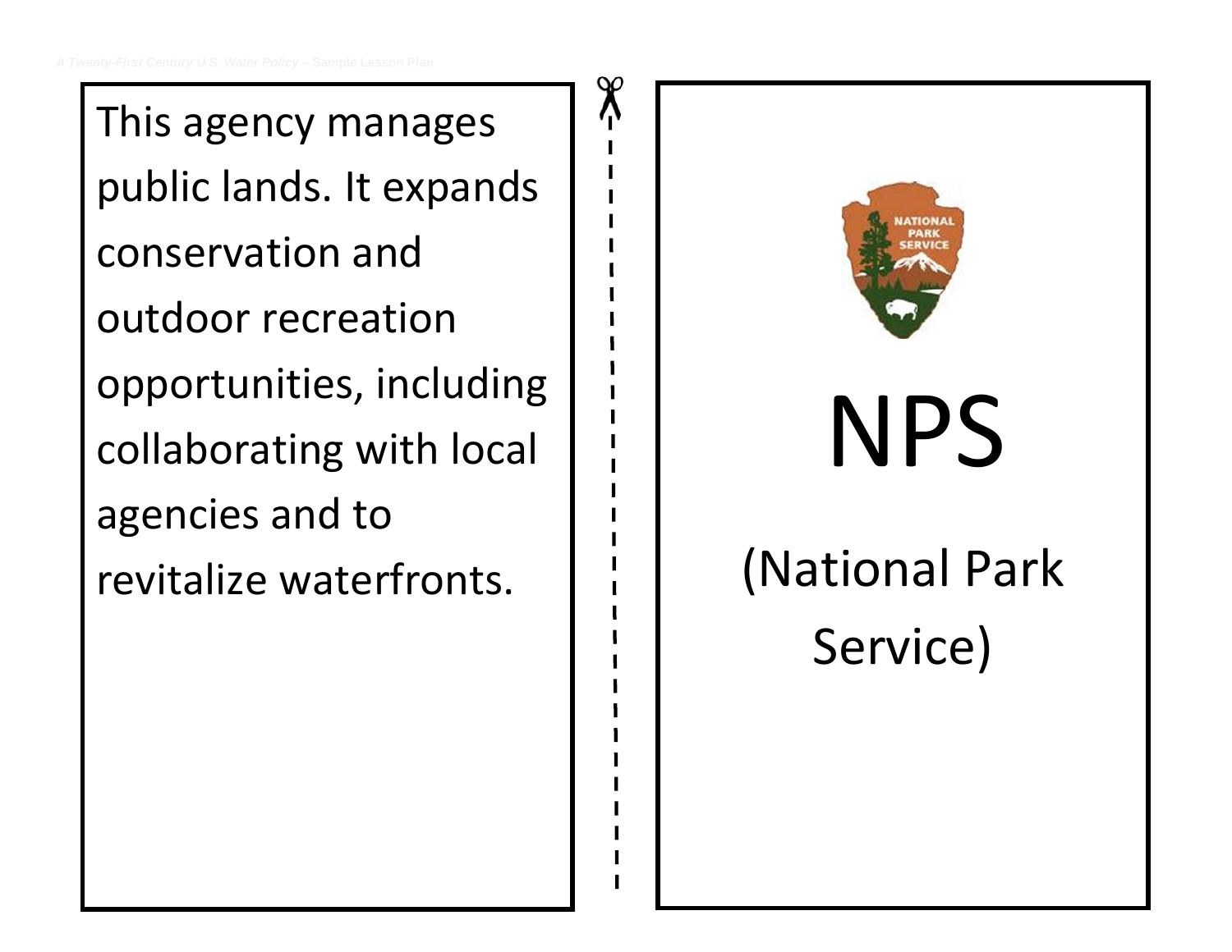This agency manages public lands. It expands conservation and outdoor recreation opportunities, including collaborating with local agencies and to revitalize waterfronts.

NPS

(National Park Service)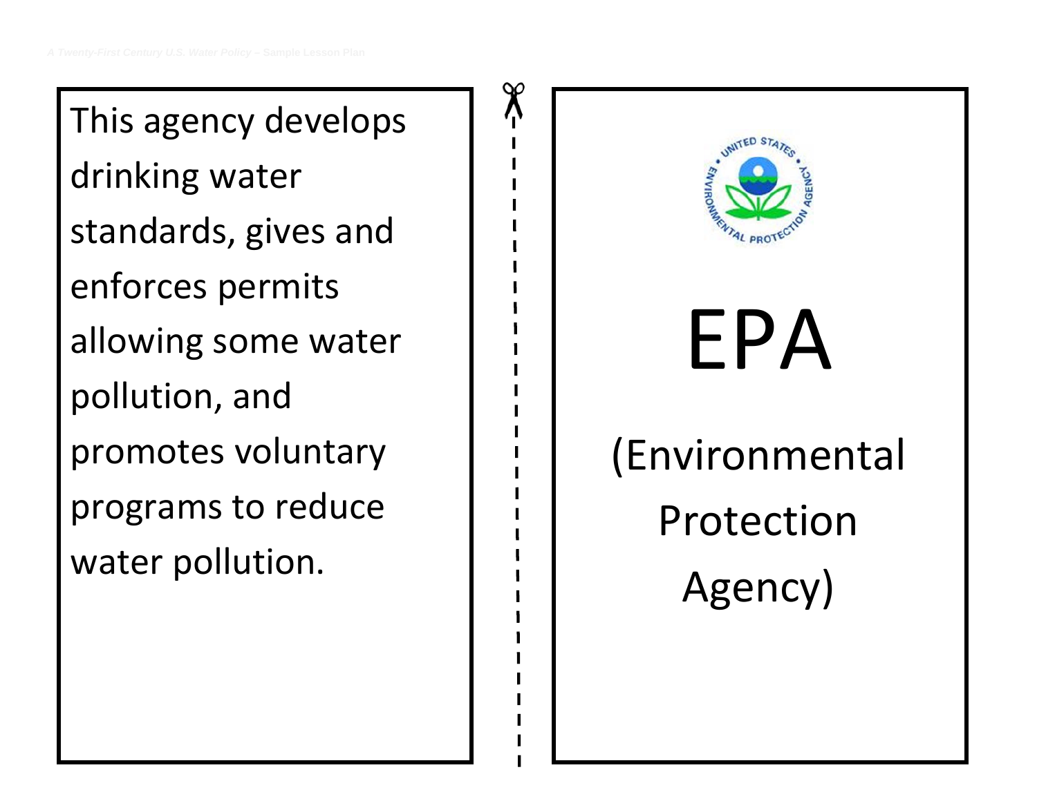This agency develops drinking water standards, gives and enforces permits allowing some water pollution, and promotes voluntary programs to reduce water pollution.

EPA

(Environmental Protection Agency)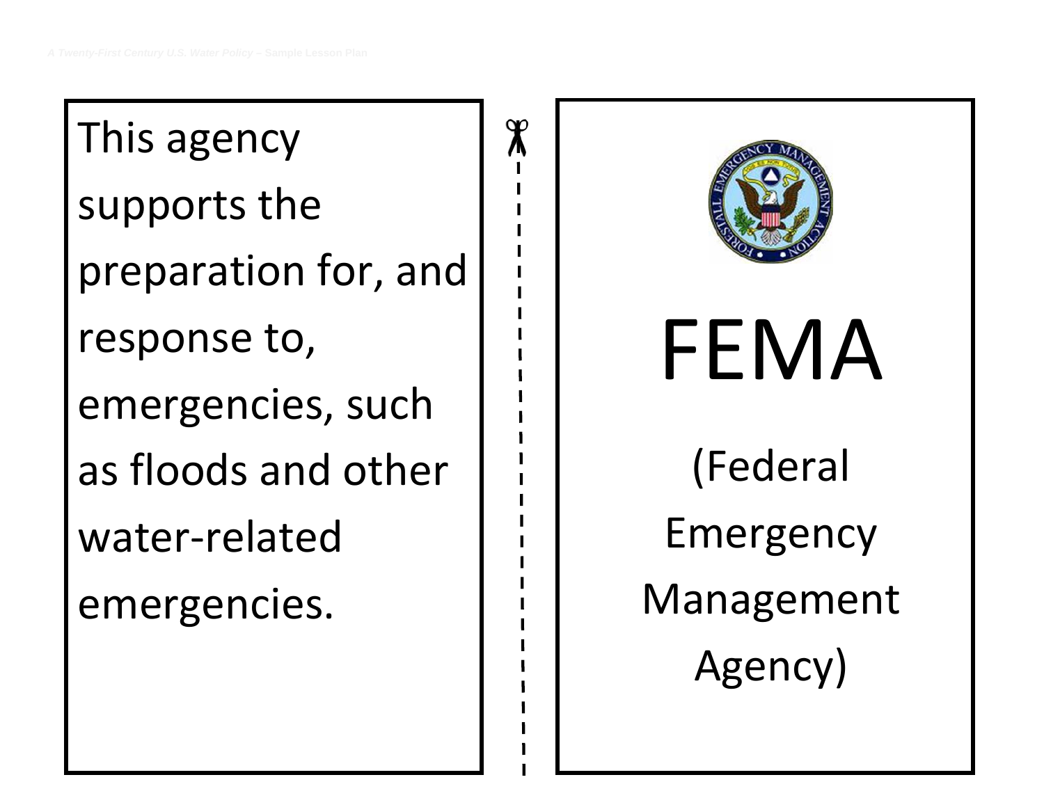This agency supports the preparation for, and response to, emergencies, such as floods and other water-related emergencies.

FEMA

(Federal Emergency Management Agency)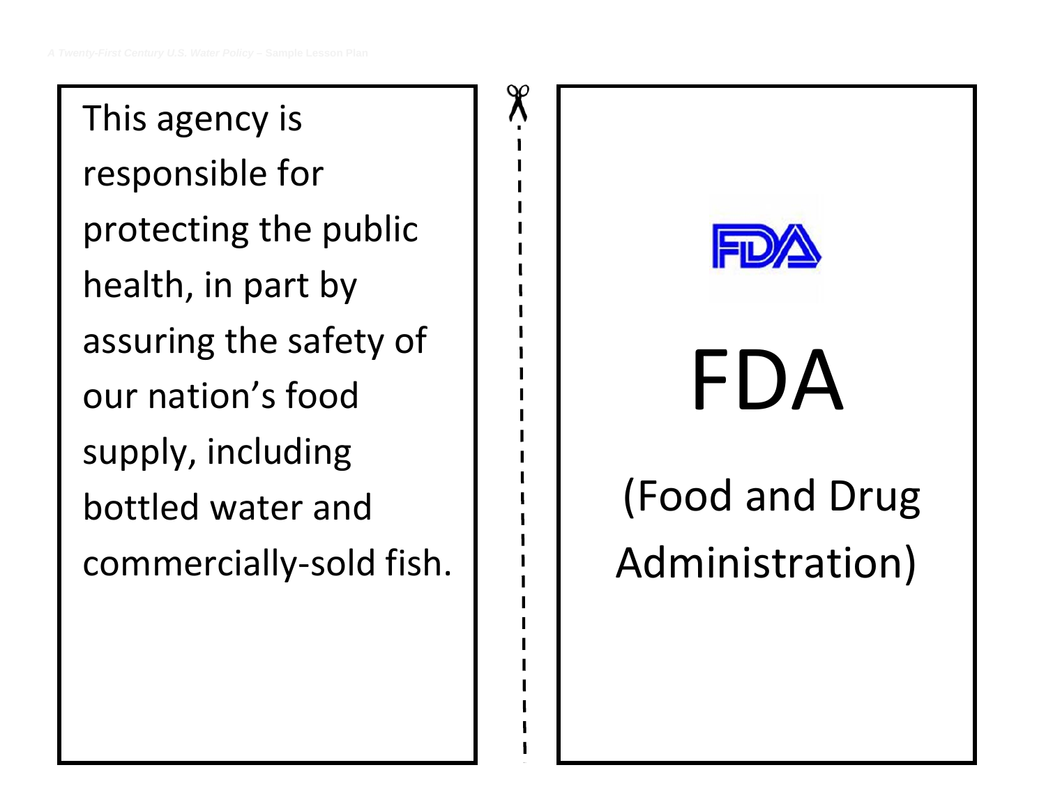This agency is responsible for protecting the public health, in part by assuring the safety of our nation's food supply, including bottled water and commercially-sold fish.

FDA

(Food and Drug Administration)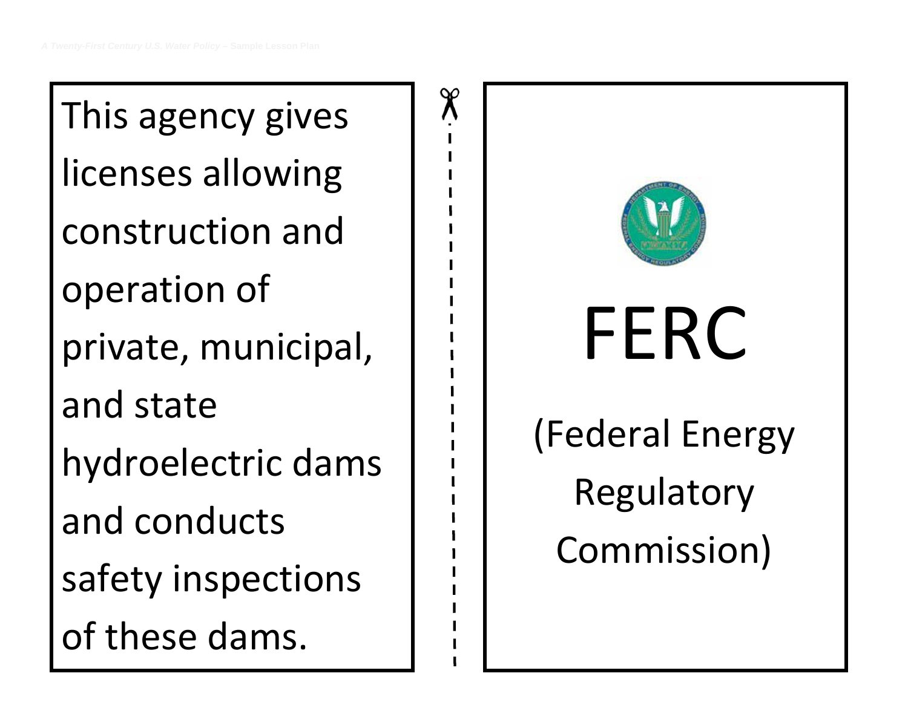This agency gives licenses allowing construction and operation of private, municipal, and state hydroelectric dams and conducts safety inspections of these dams.

FERC

(Federal Energy Regulatory Commission)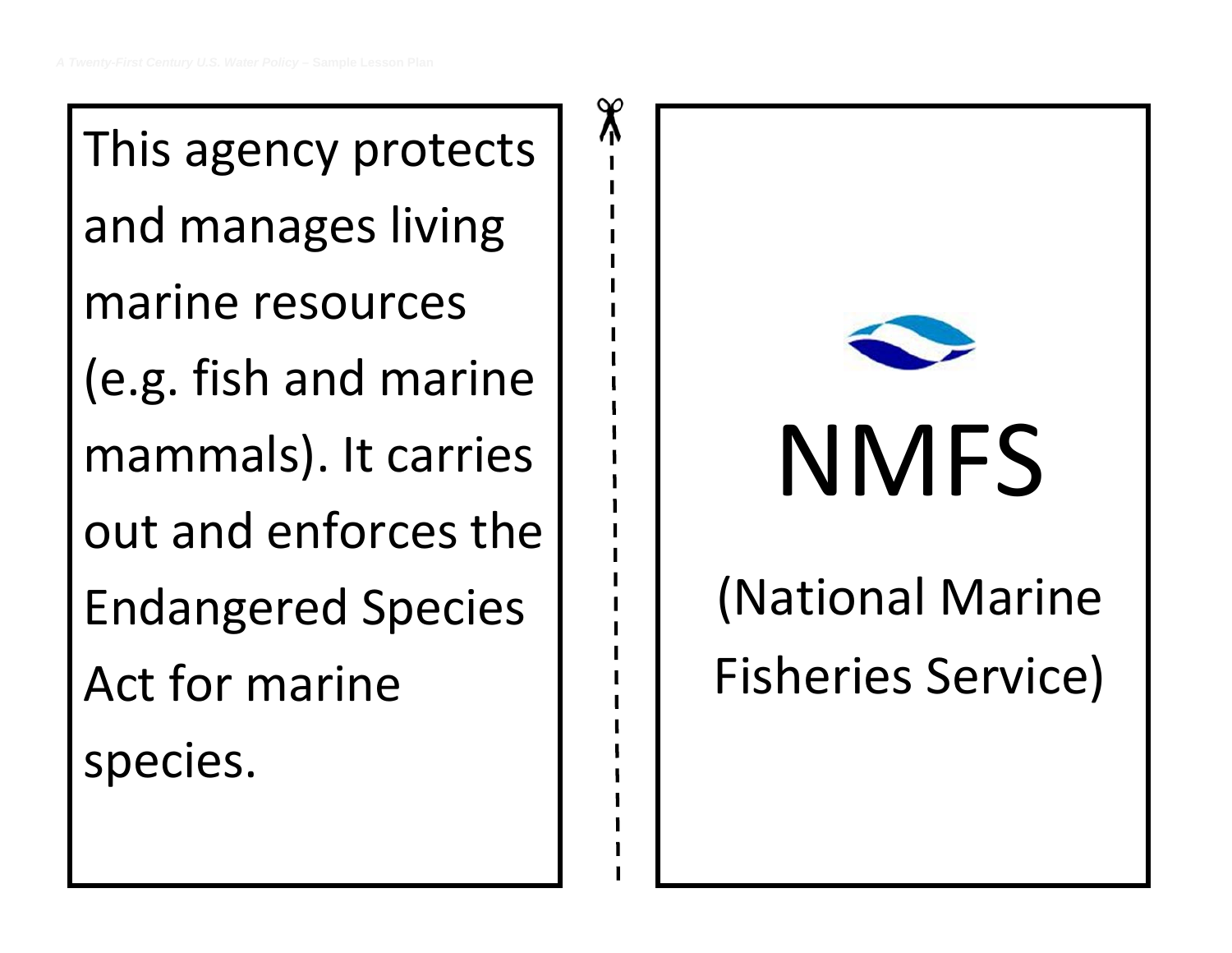This agency protects and manages living marine resources (e.g. fish and marine mammals). It carries out and enforces the Endangered Species Act for marine species.

NMFS

(National Marine Fisheries Service)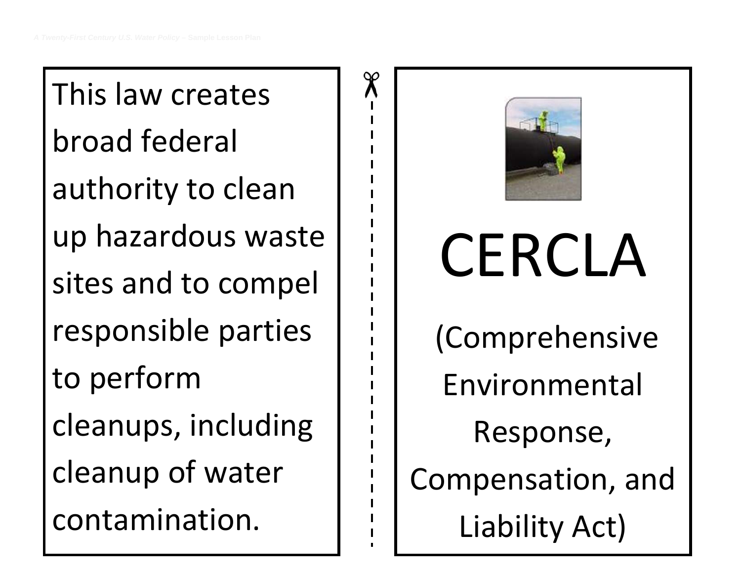This law creates broad federal authority to clean up hazardous waste sites and to compel responsible parties to perform cleanups, including cleanup of water contamination.

CERCLA

(Comprehensive Environmental Response, Compensation, and Liability Act)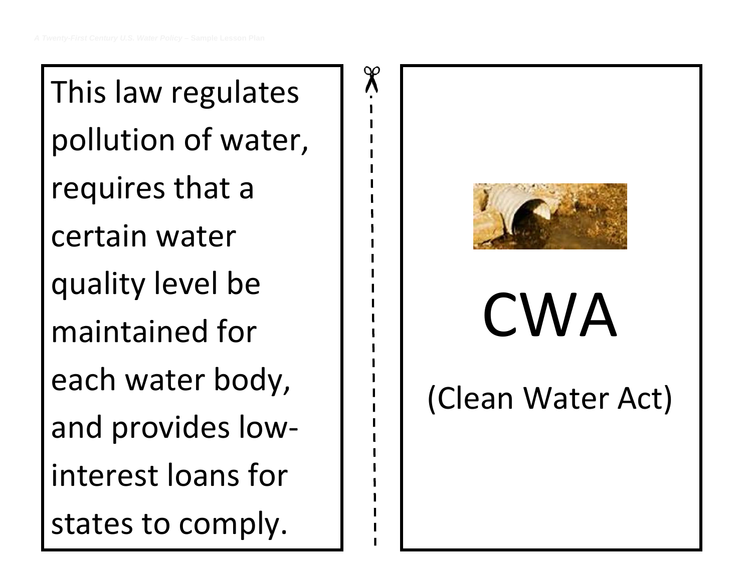This law regulates pollution of water, requires that a certain water quality level be maintained for each water body, and provides low-interest loans for states to comply.

CWA

(Clean Water Act)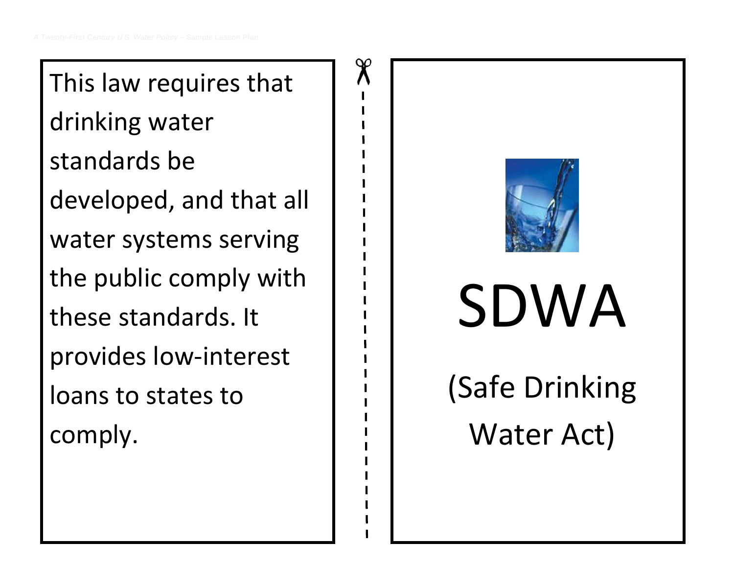This law requires that drinking water standards be developed, and that all water systems serving the public comply with these standards. It provides low-interest loans to states to comply.

SDWA

(Safe Drinking Water Act)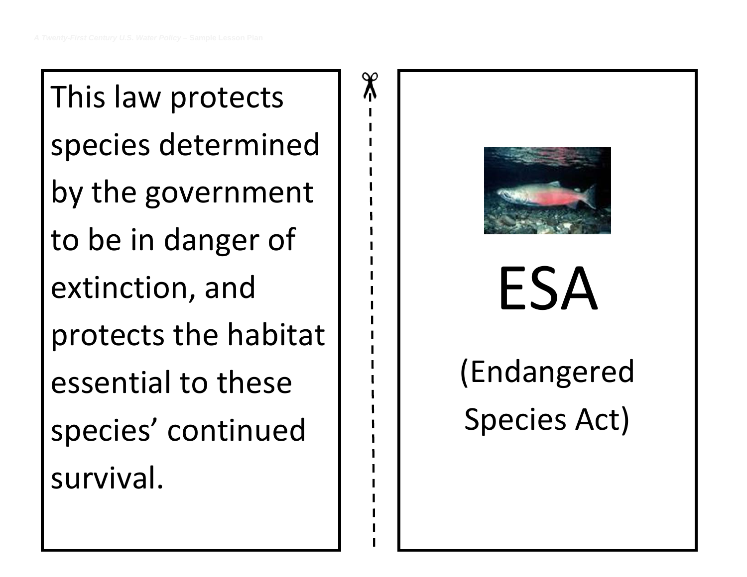This law protects species determined by the government to be in danger of extinction, and protects the habitat essential to these species' continued survival.

ESA

(Endangered Species Act)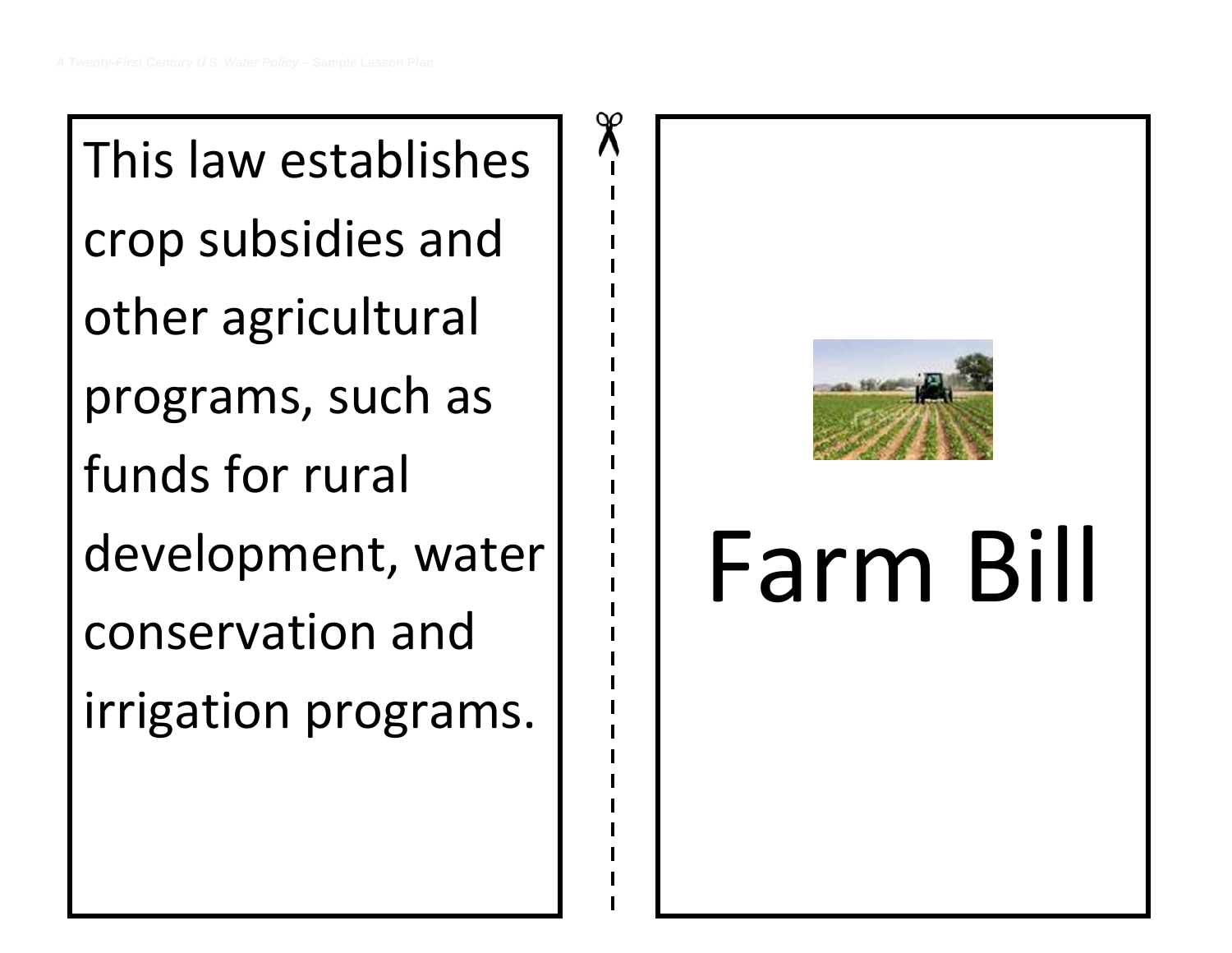This law establishes crop subsidies and other agricultural programs, such as funds for rural development, water conservation and irrigation programs.

Farm Bill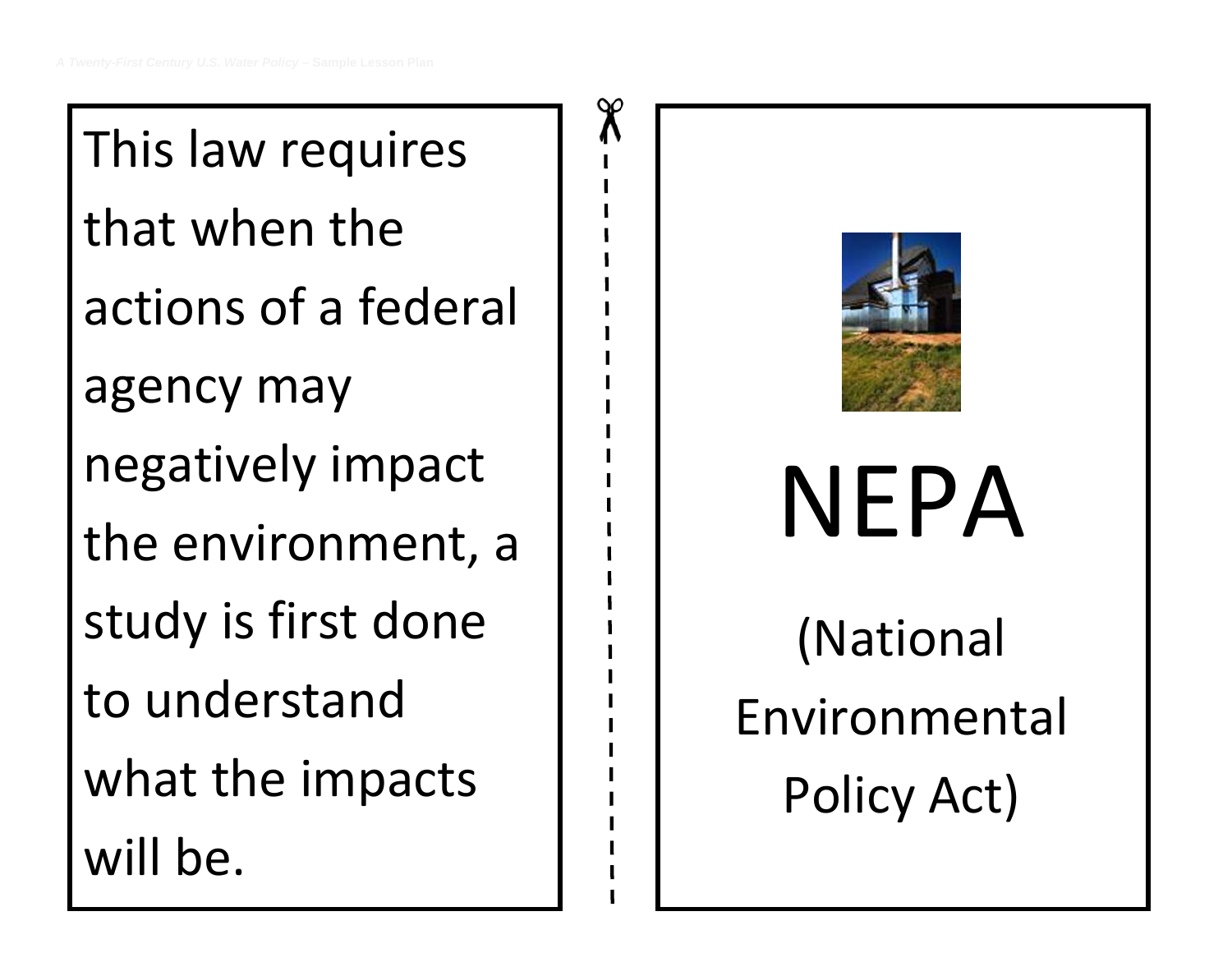This law requires that when the actions of a federal agency may negatively impact the environment, a study is first done to understand what the impacts will be.

NEPA

(National Environmental Policy Act)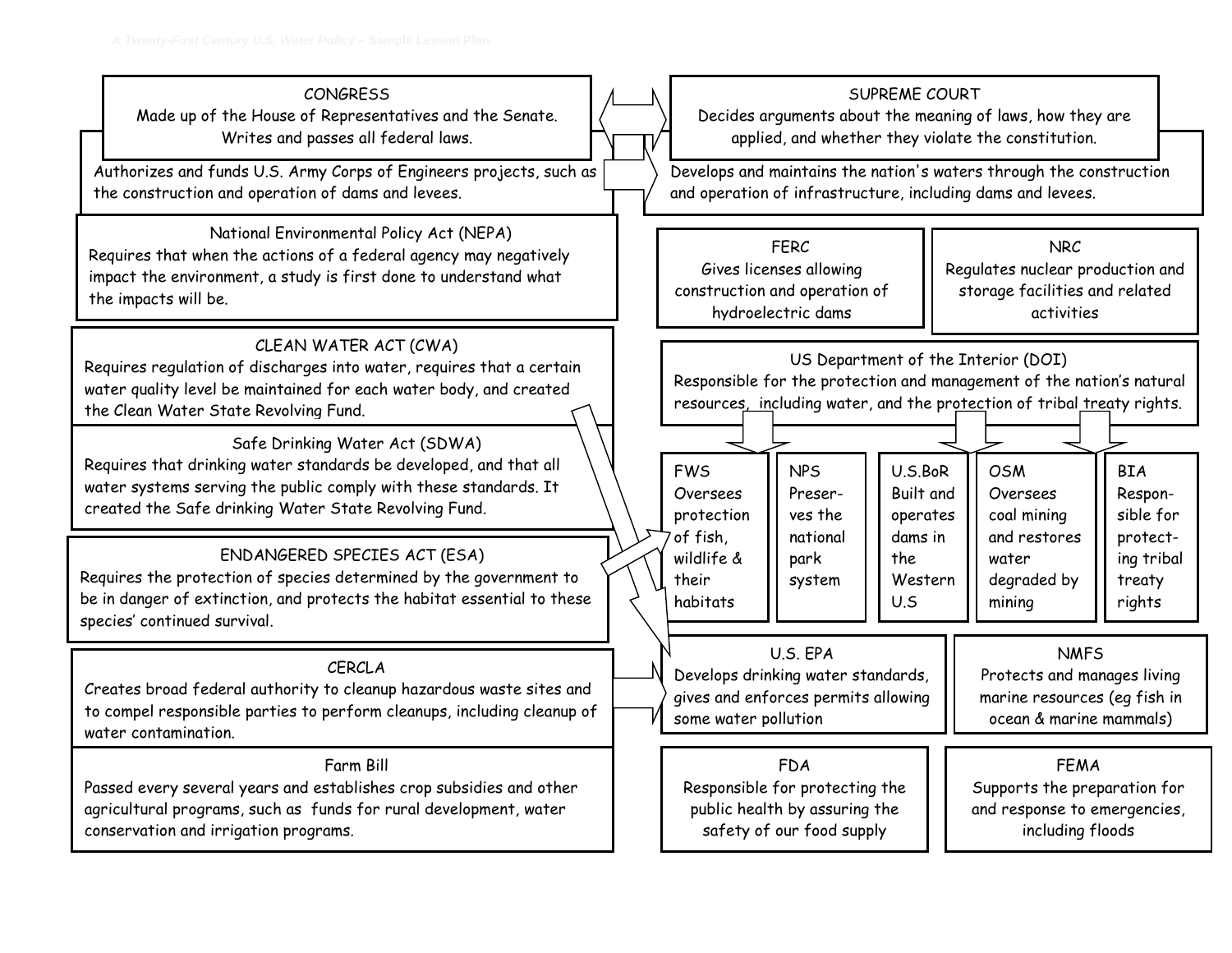**CONGRESS**
Made up of the House of Representatives and the Senate. Writes and passes all federal laws.

Authorizes and funds U.S. Army Corps of Engineers projects, such as the construction and operation of dams and levees.

**SUPREME COURT**
Decides arguments about the meaning of laws, how they are applied, and whether they violate the constitution.

Develops and maintains the nation's waters through the construction and operation of infrastructure, including dams and levees.

**National Environmental Policy Act (NEPA)**
Requires that when the actions of a federal agency may negatively impact the environment, a study is first done to understand what the impacts will be.

**CLEAN WATER ACT (CWA)**
Requires regulation of discharges into water, requires that a certain water quality level be maintained for each water body, and created the Clean Water State Revolving Fund.

**Safe Drinking Water Act (SDWA)**
Requires that drinking water standards be developed, and that all water systems serving the public comply with these standards. It created the Safe drinking Water State Revolving Fund.

**ENDANGERED SPECIES ACT (ESA)**
Requires the protection of species determined by the government to be in danger of extinction, and protects the habitat essential to these species' continued survival.

**CERCLA**
Creates broad federal authority to cleanup hazardous waste sites and to compel responsible parties to perform cleanups, including cleanup of water contamination.

**Farm Bill**
Passed every several years and establishes crop subsidies and other agricultural programs, such as funds for rural development, water conservation and irrigation programs.

**FERC**
Gives licenses allowing construction and operation of hydroelectric dams

**NRC**
Regulates nuclear production and storage facilities and related activities

**US Department of the Interior (DOI)**
Responsible for the protection and management of the nation's natural resources, including water, and the protection of tribal treaty rights.

**FWS**
Oversees protection of fish, wildlife & their habitats

**NPS**
Preserves the national park system

**U.S.BoR**
Built and operates dams in the Western U.S

**OSM**
Oversees coal mining and restores water degraded by mining

**BIA**
Responsible for protecting tribal treaty rights

**U.S. EPA**
Develops drinking water standards, gives and enforces permits allowing some water pollution

**NMFS**
Protects and manages living marine resources (eg fish in ocean & marine mammals)

**FDA**
Responsible for protecting the public health by assuring the safety of our food supply

**FEMA**
Supports the preparation for and response to emergencies, including floods